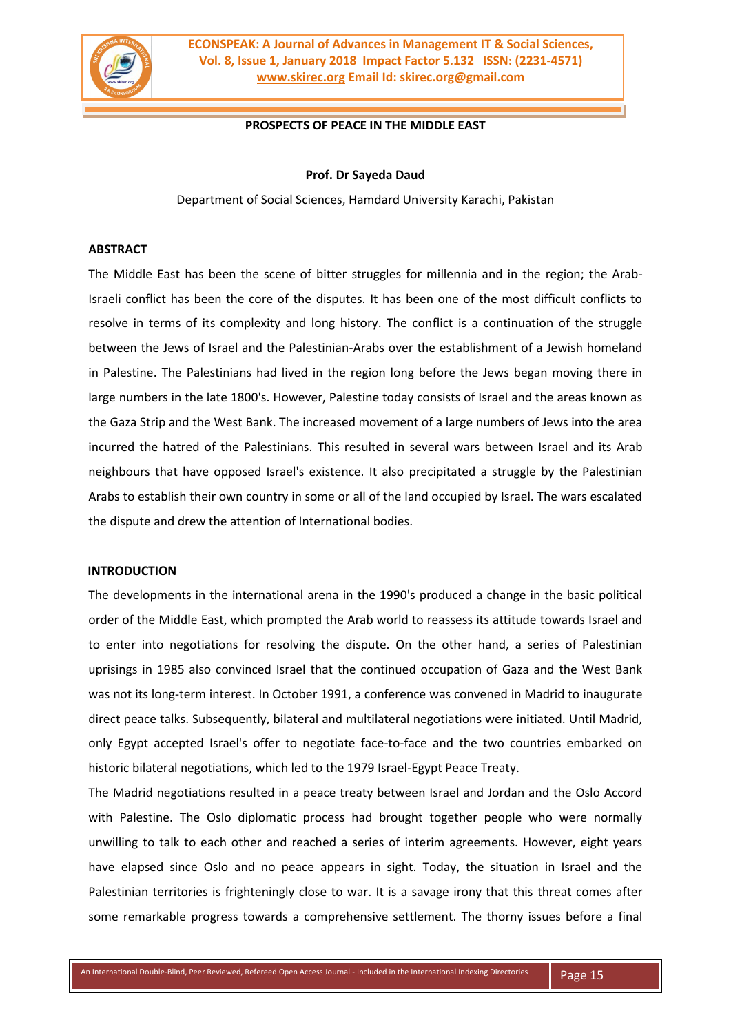# PROSPECTS OF PEACE IN THE MIDDLE EAST

**Prof. Dr Sayeda Daud**

Department of Social Sciences, Hamdard University Karachi, Pakistan

## ABSTRACT

The Middle East has been the scene of bitter struggles for millennia and in the region; the Arab-Israeli conflict has been the core of the disputes. It has been one of the most difficult conflicts to resolve in terms of its complexity and long history. The conflict is a continuation of the struggle between the Jews of Israel and the Palestinian-Arabs over the establishment of a Jewish homeland in Palestine. The Palestinians had lived in the region long before the Jews began moving there in large numbers in the late 1800's. However, Palestine today consists of Israel and the areas known as the Gaza Strip and the West Bank. The increased movement of a large numbers of Jews into the area incurred the hatred of the Palestinians. This resulted in several wars between Israel and its Arab neighbours that have opposed Israel's existence. It also precipitated a struggle by the Palestinian Arabs to establish their own country in some or all of the land occupied by Israel. The wars escalated the dispute and drew the attention of International bodies.

## INTRODUCTION

The developments in the international arena in the 1990's produced a change in the basic political order of the Middle East, which prompted the Arab world to reassess its attitude towards Israel and to enter into negotiations for resolving the dispute. On the other hand, a series of Palestinian uprisings in 1985 also convinced Israel that the continued occupation of Gaza and the West Bank was not its long-term interest. In October 1991, a conference was convened in Madrid to inaugurate direct peace talks. Subsequently, bilateral and multilateral negotiations were initiated. Until Madrid, only Egypt accepted Israel's offer to negotiate face-to-face and the two countries embarked on historic bilateral negotiations, which led to the 1979 Israel-Egypt Peace Treaty.

The Madrid negotiations resulted in a peace treaty between Israel and Jordan and the Oslo Accord with Palestine. The Oslo diplomatic process had brought together people who were normally unwilling to talk to each other and reached a series of interim agreements. However, eight years have elapsed since Oslo and no peace appears in sight. Today, the situation in Israel and the Palestinian territories is frighteningly close to war. It is a savage irony that this threat comes after some remarkable progress towards a comprehensive settlement. The thorny issues before a final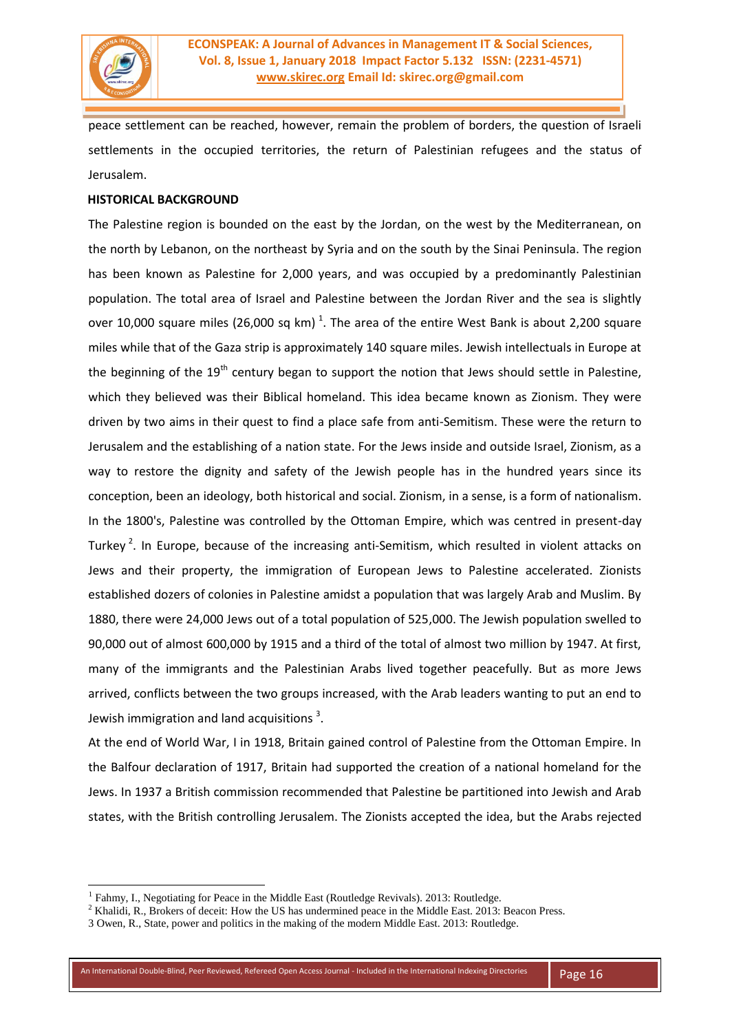peace settlement can be reached, however, remain the problem of borders, the question of Israeli settlements in the occupied territories, the return of Palestinian refugees and the status of Jerusalem.

**HISTORICAL BACKGROUND**

The Palestine region is bounded on the east by the Jordan, on the west by the Mediterranean, on the north by Lebanon, on the northeast by Syria and on the south by the Sinai Peninsula. The region has been known as Palestine for 2,000 years, and was occupied by a predominantly Palestinian population. The total area of Israel and Palestine between the Jordan River and the sea is slightly over 10,000 square miles (26,000 sq km) [1]. The area of the entire West Bank is about 2,200 square miles while that of the Gaza strip is approximately 140 square miles. Jewish intellectuals in Europe at the beginning of the 19th century began to support the notion that Jews should settle in Palestine, which they believed was their Biblical homeland. This idea became known as Zionism. They were driven by two aims in their quest to find a place safe from anti-Semitism. These were the return to Jerusalem and the establishing of a nation state. For the Jews inside and outside Israel, Zionism, as a way to restore the dignity and safety of the Jewish people has in the hundred years since its conception, been an ideology, both historical and social. Zionism, in a sense, is a form of nationalism. In the 1800's, Palestine was controlled by the Ottoman Empire, which was centred in present-day Turkey [2]. In Europe, because of the increasing anti-Semitism, which resulted in violent attacks on Jews and their property, the immigration of European Jews to Palestine accelerated. Zionists established dozers of colonies in Palestine amidst a population that was largely Arab and Muslim. By 1880, there were 24,000 Jews out of a total population of 525,000. The Jewish population swelled to 90,000 out of almost 600,000 by 1915 and a third of the total of almost two million by 1947. At first, many of the immigrants and the Palestinian Arabs lived together peacefully. But as more Jews arrived, conflicts between the two groups increased, with the Arab leaders wanting to put an end to Jewish immigration and land acquisitions [3].

At the end of World War, I in 1918, Britain gained control of Palestine from the Ottoman Empire. In the Balfour declaration of 1917, Britain had supported the creation of a national homeland for the Jews. In 1937 a British commission recommended that Palestine be partitioned into Jewish and Arab states, with the British controlling Jerusalem. The Zionists accepted the idea, but the Arabs rejected

---

[1] Fahmy, I., Negotiating for Peace in the Middle East (Routledge Revivals). 2013: Routledge.

[2] Khalidi, R., Brokers of deceit: How the US has undermined peace in the Middle East. 2013: Beacon Press.

3 Owen, R., State, power and politics in the making of the modern Middle East. 2013: Routledge.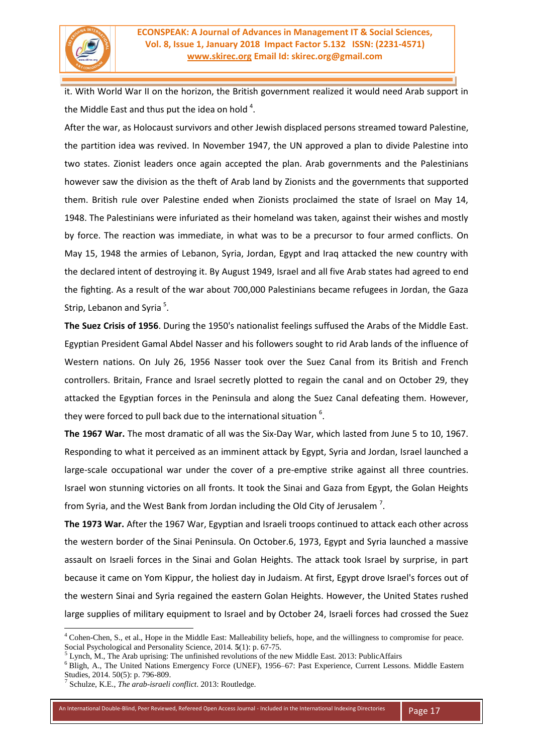it. With World War II on the horizon, the British government realized it would need Arab support in the Middle East and thus put the idea on hold [4].

After the war, as Holocaust survivors and other Jewish displaced persons streamed toward Palestine, the partition idea was revived. In November 1947, the UN approved a plan to divide Palestine into two states. Zionist leaders once again accepted the plan. Arab governments and the Palestinians however saw the division as the theft of Arab land by Zionists and the governments that supported them. British rule over Palestine ended when Zionists proclaimed the state of Israel on May 14, 1948. The Palestinians were infuriated as their homeland was taken, against their wishes and mostly by force. The reaction was immediate, in what was to be a precursor to four armed conflicts. On May 15, 1948 the armies of Lebanon, Syria, Jordan, Egypt and Iraq attacked the new country with the declared intent of destroying it. By August 1949, Israel and all five Arab states had agreed to end the fighting. As a result of the war about 700,000 Palestinians became refugees in Jordan, the Gaza Strip, Lebanon and Syria [5].

**The Suez Crisis of 1956**. During the 1950's nationalist feelings suffused the Arabs of the Middle East. Egyptian President Gamal Abdel Nasser and his followers sought to rid Arab lands of the influence of Western nations. On July 26, 1956 Nasser took over the Suez Canal from its British and French controllers. Britain, France and Israel secretly plotted to regain the canal and on October 29, they attacked the Egyptian forces in the Peninsula and along the Suez Canal defeating them. However, they were forced to pull back due to the international situation [6].

**The 1967 War.** The most dramatic of all was the Six-Day War, which lasted from June 5 to 10, 1967. Responding to what it perceived as an imminent attack by Egypt, Syria and Jordan, Israel launched a large-scale occupational war under the cover of a pre-emptive strike against all three countries. Israel won stunning victories on all fronts. It took the Sinai and Gaza from Egypt, the Golan Heights from Syria, and the West Bank from Jordan including the Old City of Jerusalem [7].

**The 1973 War.** After the 1967 War, Egyptian and Israeli troops continued to attack each other across the western border of the Sinai Peninsula. On October.6, 1973, Egypt and Syria launched a massive assault on Israeli forces in the Sinai and Golan Heights. The attack took Israel by surprise, in part because it came on Yom Kippur, the holiest day in Judaism. At first, Egypt drove Israel's forces out of the western Sinai and Syria regained the eastern Golan Heights. However, the United States rushed large supplies of military equipment to Israel and by October 24, Israeli forces had crossed the Suez

---

[4] Cohen-Chen, S., et al., Hope in the Middle East: Malleability beliefs, hope, and the willingness to compromise for peace. Social Psychological and Personality Science, 2014. **5**(1): p. 67-75.

[5] Lynch, M., The Arab uprising: The unfinished revolutions of the new Middle East. 2013: PublicAffairs

[6] Bligh, A., The United Nations Emergency Force (UNEF), 1956–67: Past Experience, Current Lessons. Middle Eastern Studies, 2014. 50(5): p. 796-809.

[7] Schulze, K.E., *The arab-israeli conflict*. 2013: Routledge.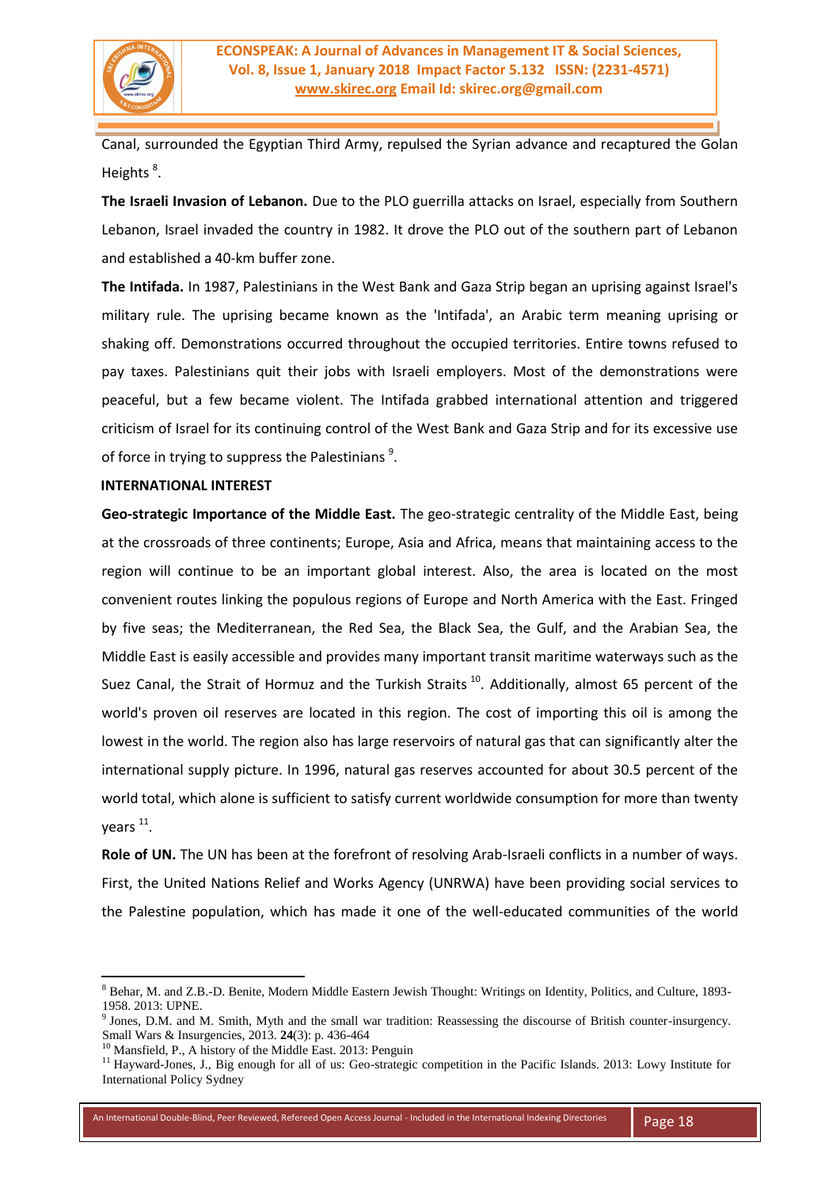Canal, surrounded the Egyptian Third Army, repulsed the Syrian advance and recaptured the Golan Heights [8].

**The Israeli Invasion of Lebanon.** Due to the PLO guerrilla attacks on Israel, especially from Southern Lebanon, Israel invaded the country in 1982. It drove the PLO out of the southern part of Lebanon and established a 40-km buffer zone.

**The Intifada.** In 1987, Palestinians in the West Bank and Gaza Strip began an uprising against Israel's military rule. The uprising became known as the 'Intifada', an Arabic term meaning uprising or shaking off. Demonstrations occurred throughout the occupied territories. Entire towns refused to pay taxes. Palestinians quit their jobs with Israeli employers. Most of the demonstrations were peaceful, but a few became violent. The Intifada grabbed international attention and triggered criticism of Israel for its continuing control of the West Bank and Gaza Strip and for its excessive use of force in trying to suppress the Palestinians [9].

## INTERNATIONAL INTEREST

**Geo-strategic Importance of the Middle East.** The geo-strategic centrality of the Middle East, being at the crossroads of three continents; Europe, Asia and Africa, means that maintaining access to the region will continue to be an important global interest. Also, the area is located on the most convenient routes linking the populous regions of Europe and North America with the East. Fringed by five seas; the Mediterranean, the Red Sea, the Black Sea, the Gulf, and the Arabian Sea, the Middle East is easily accessible and provides many important transit maritime waterways such as the Suez Canal, the Strait of Hormuz and the Turkish Straits [10]. Additionally, almost 65 percent of the world's proven oil reserves are located in this region. The cost of importing this oil is among the lowest in the world. The region also has large reservoirs of natural gas that can significantly alter the international supply picture. In 1996, natural gas reserves accounted for about 30.5 percent of the world total, which alone is sufficient to satisfy current worldwide consumption for more than twenty years [11].

**Role of UN.** The UN has been at the forefront of resolving Arab-Israeli conflicts in a number of ways. First, the United Nations Relief and Works Agency (UNRWA) have been providing social services to the Palestine population, which has made it one of the well-educated communities of the world

---

[8] Behar, M. and Z.B.-D. Benite, Modern Middle Eastern Jewish Thought: Writings on Identity, Politics, and Culture, 1893-1958. 2013: UPNE.

[9] Jones, D.M. and M. Smith, Myth and the small war tradition: Reassessing the discourse of British counter-insurgency. Small Wars & Insurgencies, 2013. **24**(3): p. 436-464

[10] Mansfield, P., A history of the Middle East. 2013: Penguin

[11] Hayward-Jones, J., Big enough for all of us: Geo-strategic competition in the Pacific Islands. 2013: Lowy Institute for International Policy Sydney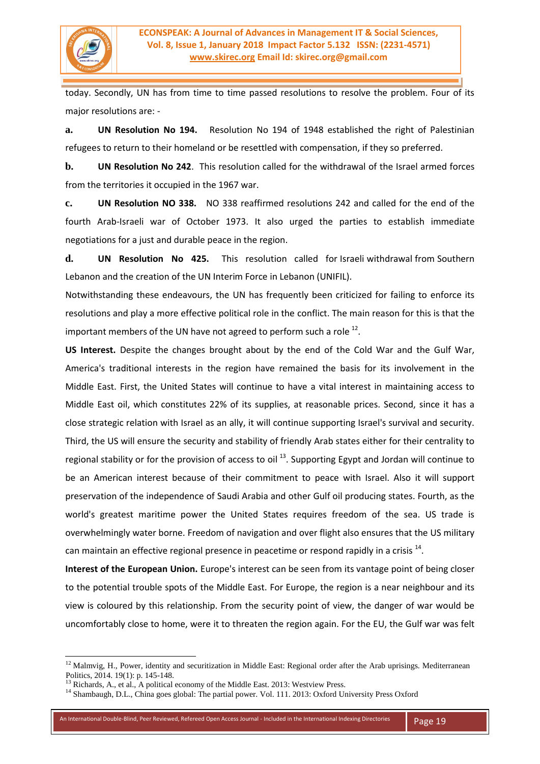today. Secondly, UN has from time to time passed resolutions to resolve the problem. Four of its major resolutions are: -

**a.** **UN Resolution No 194.** Resolution No 194 of 1948 established the right of Palestinian refugees to return to their homeland or be resettled with compensation, if they so preferred.

**b.** **UN Resolution No 242**. This resolution called for the withdrawal of the Israel armed forces from the territories it occupied in the 1967 war.

**c.** **UN Resolution NO 338.** NO 338 reaffirmed resolutions 242 and called for the end of the fourth Arab-Israeli war of October 1973. It also urged the parties to establish immediate negotiations for a just and durable peace in the region.

**d.** **UN Resolution No 425.** This resolution called for Israeli withdrawal from Southern Lebanon and the creation of the UN Interim Force in Lebanon (UNIFIL).

Notwithstanding these endeavours, the UN has frequently been criticized for failing to enforce its resolutions and play a more effective political role in the conflict. The main reason for this is that the important members of the UN have not agreed to perform such a role [12].

**US Interest.** Despite the changes brought about by the end of the Cold War and the Gulf War, America's traditional interests in the region have remained the basis for its involvement in the Middle East. First, the United States will continue to have a vital interest in maintaining access to Middle East oil, which constitutes 22% of its supplies, at reasonable prices. Second, since it has a close strategic relation with Israel as an ally, it will continue supporting Israel's survival and security. Third, the US will ensure the security and stability of friendly Arab states either for their centrality to regional stability or for the provision of access to oil [13]. Supporting Egypt and Jordan will continue to be an American interest because of their commitment to peace with Israel. Also it will support preservation of the independence of Saudi Arabia and other Gulf oil producing states. Fourth, as the world's greatest maritime power the United States requires freedom of the sea. US trade is overwhelmingly water borne. Freedom of navigation and over flight also ensures that the US military can maintain an effective regional presence in peacetime or respond rapidly in a crisis [14].

**Interest of the European Union.** Europe's interest can be seen from its vantage point of being closer to the potential trouble spots of the Middle East. For Europe, the region is a near neighbour and its view is coloured by this relationship. From the security point of view, the danger of war would be uncomfortably close to home, were it to threaten the region again. For the EU, the Gulf war was felt

---

[12] Malmvig, H., Power, identity and securitization in Middle East: Regional order after the Arab uprisings. Mediterranean Politics, 2014. 19(1): p. 145-148.

[13] Richards, A., et al., A political economy of the Middle East. 2013: Westview Press.

[14] Shambaugh, D.L., China goes global: The partial power. Vol. 111. 2013: Oxford University Press Oxford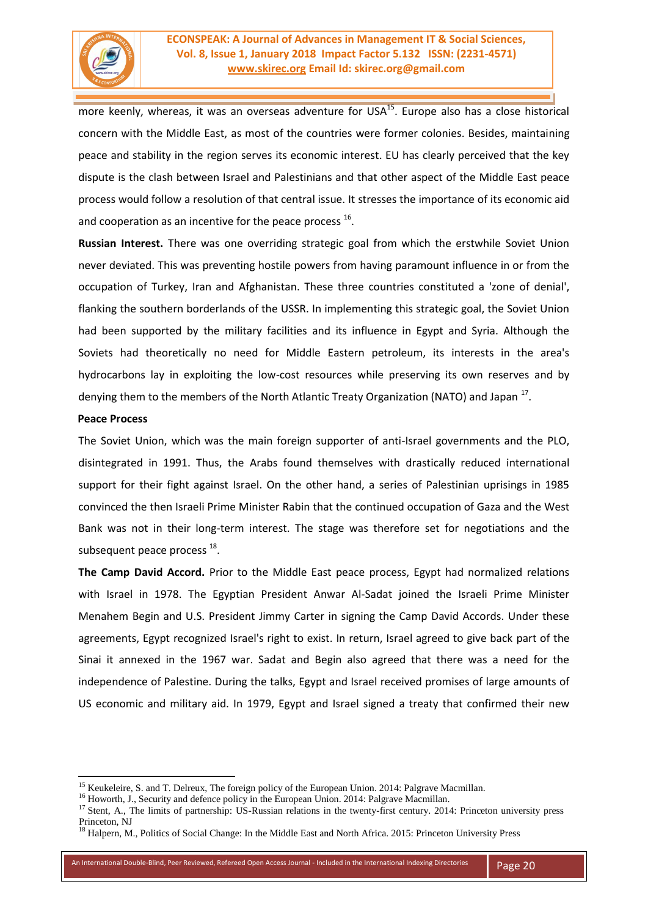more keenly, whereas, it was an overseas adventure for USA[15]. Europe also has a close historical concern with the Middle East, as most of the countries were former colonies. Besides, maintaining peace and stability in the region serves its economic interest. EU has clearly perceived that the key dispute is the clash between Israel and Palestinians and that other aspect of the Middle East peace process would follow a resolution of that central issue. It stresses the importance of its economic aid and cooperation as an incentive for the peace process [16].

**Russian Interest.** There was one overriding strategic goal from which the erstwhile Soviet Union never deviated. This was preventing hostile powers from having paramount influence in or from the occupation of Turkey, Iran and Afghanistan. These three countries constituted a 'zone of denial', flanking the southern borderlands of the USSR. In implementing this strategic goal, the Soviet Union had been supported by the military facilities and its influence in Egypt and Syria. Although the Soviets had theoretically no need for Middle Eastern petroleum, its interests in the area's hydrocarbons lay in exploiting the low-cost resources while preserving its own reserves and by denying them to the members of the North Atlantic Treaty Organization (NATO) and Japan [17].

**Peace Process**

The Soviet Union, which was the main foreign supporter of anti-Israel governments and the PLO, disintegrated in 1991. Thus, the Arabs found themselves with drastically reduced international support for their fight against Israel. On the other hand, a series of Palestinian uprisings in 1985 convinced the then Israeli Prime Minister Rabin that the continued occupation of Gaza and the West Bank was not in their long-term interest. The stage was therefore set for negotiations and the subsequent peace process [18].

**The Camp David Accord.** Prior to the Middle East peace process, Egypt had normalized relations with Israel in 1978. The Egyptian President Anwar Al-Sadat joined the Israeli Prime Minister Menahem Begin and U.S. President Jimmy Carter in signing the Camp David Accords. Under these agreements, Egypt recognized Israel's right to exist. In return, Israel agreed to give back part of the Sinai it annexed in the 1967 war. Sadat and Begin also agreed that there was a need for the independence of Palestine. During the talks, Egypt and Israel received promises of large amounts of US economic and military aid. In 1979, Egypt and Israel signed a treaty that confirmed their new

---

[15] Keukeleire, S. and T. Delreux, The foreign policy of the European Union. 2014: Palgrave Macmillan.

[16] Howorth, J., Security and defence policy in the European Union. 2014: Palgrave Macmillan.

[17] Stent, A., The limits of partnership: US-Russian relations in the twenty-first century. 2014: Princeton university press Princeton, NJ

[18] Halpern, M., Politics of Social Change: In the Middle East and North Africa. 2015: Princeton University Press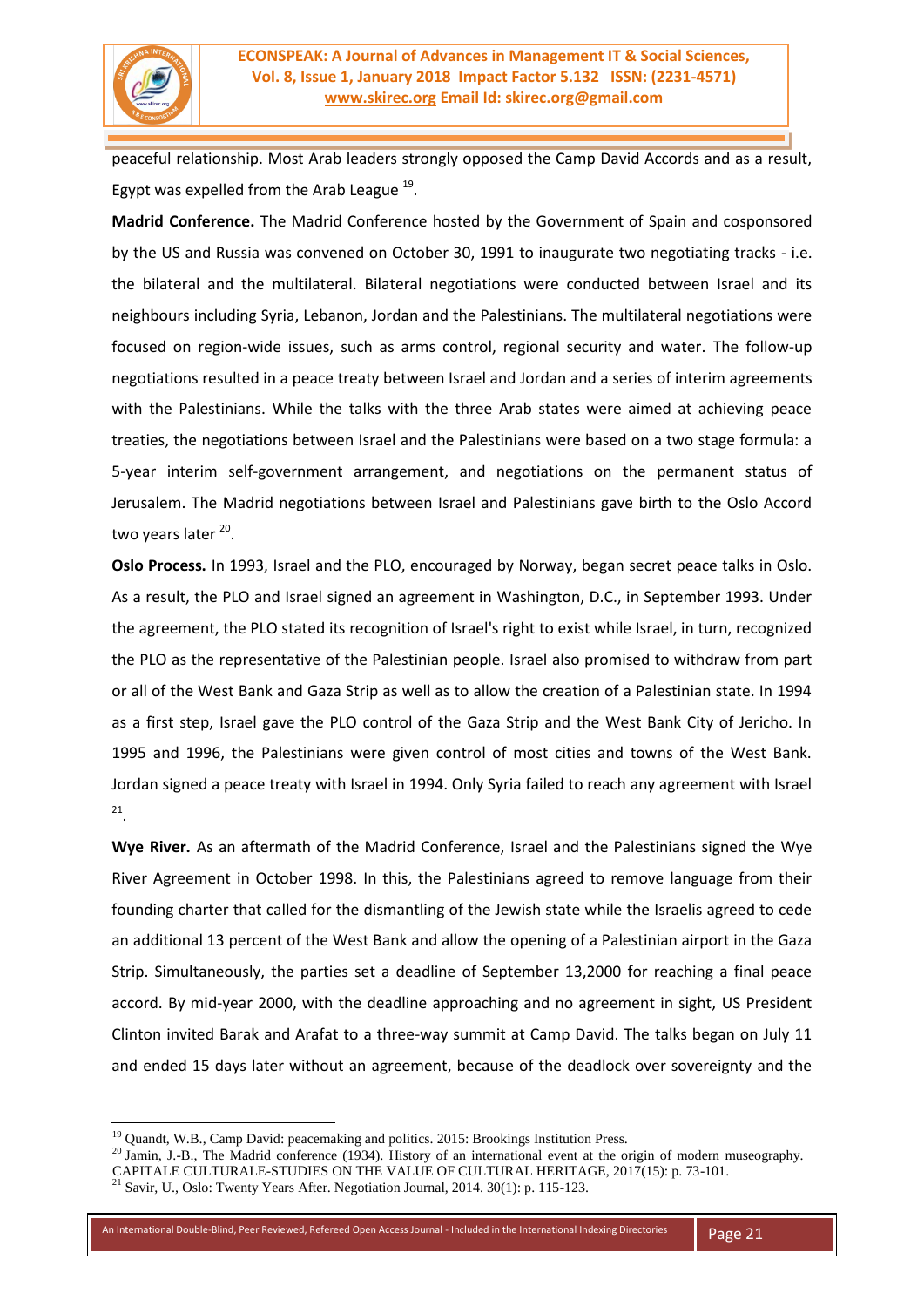peaceful relationship. Most Arab leaders strongly opposed the Camp David Accords and as a result, Egypt was expelled from the Arab League [19].

**Madrid Conference.** The Madrid Conference hosted by the Government of Spain and cosponsored by the US and Russia was convened on October 30, 1991 to inaugurate two negotiating tracks - i.e. the bilateral and the multilateral. Bilateral negotiations were conducted between Israel and its neighbours including Syria, Lebanon, Jordan and the Palestinians. The multilateral negotiations were focused on region-wide issues, such as arms control, regional security and water. The follow-up negotiations resulted in a peace treaty between Israel and Jordan and a series of interim agreements with the Palestinians. While the talks with the three Arab states were aimed at achieving peace treaties, the negotiations between Israel and the Palestinians were based on a two stage formula: a 5-year interim self-government arrangement, and negotiations on the permanent status of Jerusalem. The Madrid negotiations between Israel and Palestinians gave birth to the Oslo Accord two years later [20].

**Oslo Process.** In 1993, Israel and the PLO, encouraged by Norway, began secret peace talks in Oslo. As a result, the PLO and Israel signed an agreement in Washington, D.C., in September 1993. Under the agreement, the PLO stated its recognition of Israel's right to exist while Israel, in turn, recognized the PLO as the representative of the Palestinian people. Israel also promised to withdraw from part or all of the West Bank and Gaza Strip as well as to allow the creation of a Palestinian state. In 1994 as a first step, Israel gave the PLO control of the Gaza Strip and the West Bank City of Jericho. In 1995 and 1996, the Palestinians were given control of most cities and towns of the West Bank. Jordan signed a peace treaty with Israel in 1994. Only Syria failed to reach any agreement with Israel [21].

**Wye River.** As an aftermath of the Madrid Conference, Israel and the Palestinians signed the Wye River Agreement in October 1998. In this, the Palestinians agreed to remove language from their founding charter that called for the dismantling of the Jewish state while the Israelis agreed to cede an additional 13 percent of the West Bank and allow the opening of a Palestinian airport in the Gaza Strip. Simultaneously, the parties set a deadline of September 13,2000 for reaching a final peace accord. By mid-year 2000, with the deadline approaching and no agreement in sight, US President Clinton invited Barak and Arafat to a three-way summit at Camp David. The talks began on July 11 and ended 15 days later without an agreement, because of the deadlock over sovereignty and the

---

[19] Quandt, W.B., Camp David: peacemaking and politics. 2015: Brookings Institution Press.

[20] Jamin, J.-B., The Madrid conference (1934). History of an international event at the origin of modern museography. CAPITALE CULTURALE-STUDIES ON THE VALUE OF CULTURAL HERITAGE, 2017(15): p. 73-101.

[21] Savir, U., Oslo: Twenty Years After. Negotiation Journal, 2014. 30(1): p. 115-123.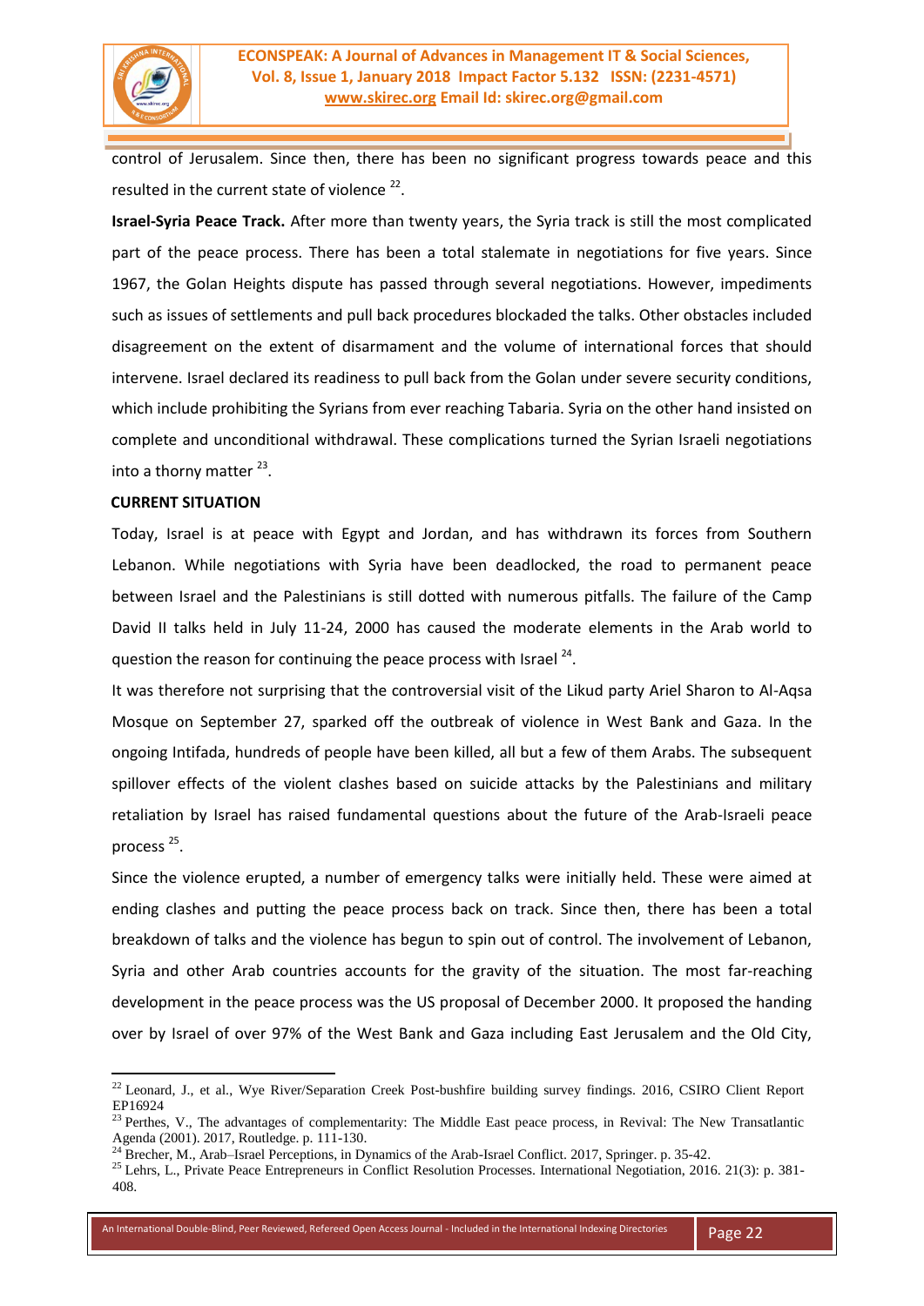control of Jerusalem. Since then, there has been no significant progress towards peace and this resulted in the current state of violence [22].

**Israel-Syria Peace Track.** After more than twenty years, the Syria track is still the most complicated part of the peace process. There has been a total stalemate in negotiations for five years. Since 1967, the Golan Heights dispute has passed through several negotiations. However, impediments such as issues of settlements and pull back procedures blockaded the talks. Other obstacles included disagreement on the extent of disarmament and the volume of international forces that should intervene. Israel declared its readiness to pull back from the Golan under severe security conditions, which include prohibiting the Syrians from ever reaching Tabaria. Syria on the other hand insisted on complete and unconditional withdrawal. These complications turned the Syrian Israeli negotiations into a thorny matter [23].

**CURRENT SITUATION**

Today, Israel is at peace with Egypt and Jordan, and has withdrawn its forces from Southern Lebanon. While negotiations with Syria have been deadlocked, the road to permanent peace between Israel and the Palestinians is still dotted with numerous pitfalls. The failure of the Camp David II talks held in July 11-24, 2000 has caused the moderate elements in the Arab world to question the reason for continuing the peace process with Israel [24].

It was therefore not surprising that the controversial visit of the Likud party Ariel Sharon to Al-Aqsa Mosque on September 27, sparked off the outbreak of violence in West Bank and Gaza. In the ongoing Intifada, hundreds of people have been killed, all but a few of them Arabs. The subsequent spillover effects of the violent clashes based on suicide attacks by the Palestinians and military retaliation by Israel has raised fundamental questions about the future of the Arab-Israeli peace process [25].

Since the violence erupted, a number of emergency talks were initially held. These were aimed at ending clashes and putting the peace process back on track. Since then, there has been a total breakdown of talks and the violence has begun to spin out of control. The involvement of Lebanon, Syria and other Arab countries accounts for the gravity of the situation. The most far-reaching development in the peace process was the US proposal of December 2000. It proposed the handing over by Israel of over 97% of the West Bank and Gaza including East Jerusalem and the Old City,

---

[22] Leonard, J., et al., Wye River/Separation Creek Post-bushfire building survey findings. 2016, CSIRO Client Report EP16924

[23] Perthes, V., The advantages of complementarity: The Middle East peace process, in Revival: The New Transatlantic Agenda (2001). 2017, Routledge. p. 111-130.

[24] Brecher, M., Arab–Israel Perceptions, in Dynamics of the Arab-Israel Conflict. 2017, Springer. p. 35-42.

[25] Lehrs, L., Private Peace Entrepreneurs in Conflict Resolution Processes. International Negotiation, 2016. 21(3): p. 381-408.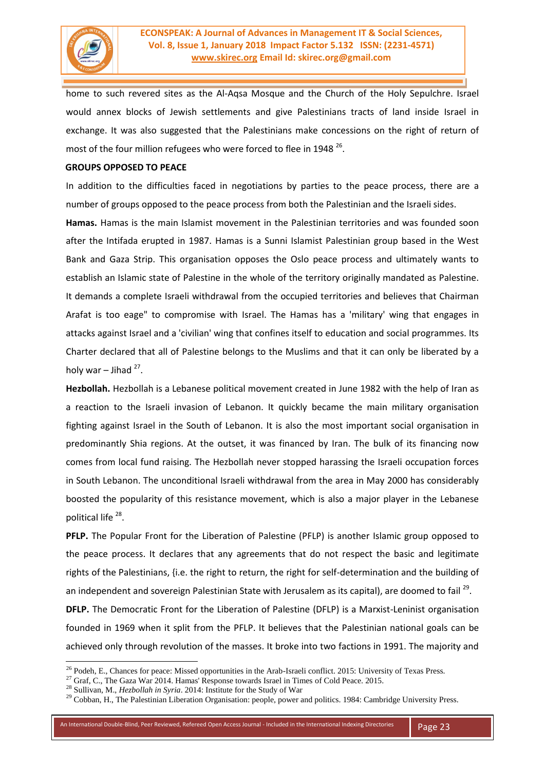home to such revered sites as the Al-Aqsa Mosque and the Church of the Holy Sepulchre. Israel would annex blocks of Jewish settlements and give Palestinians tracts of land inside Israel in exchange. It was also suggested that the Palestinians make concessions on the right of return of most of the four million refugees who were forced to flee in 1948 [26].

**GROUPS OPPOSED TO PEACE**

In addition to the difficulties faced in negotiations by parties to the peace process, there are a number of groups opposed to the peace process from both the Palestinian and the Israeli sides.

**Hamas.** Hamas is the main Islamist movement in the Palestinian territories and was founded soon after the Intifada erupted in 1987. Hamas is a Sunni Islamist Palestinian group based in the West Bank and Gaza Strip. This organisation opposes the Oslo peace process and ultimately wants to establish an Islamic state of Palestine in the whole of the territory originally mandated as Palestine. It demands a complete Israeli withdrawal from the occupied territories and believes that Chairman Arafat is too eage" to compromise with Israel. The Hamas has a 'military' wing that engages in attacks against Israel and a 'civilian' wing that confines itself to education and social programmes. Its Charter declared that all of Palestine belongs to the Muslims and that it can only be liberated by a holy war – Jihad [27].

**Hezbollah.** Hezbollah is a Lebanese political movement created in June 1982 with the help of Iran as a reaction to the Israeli invasion of Lebanon. It quickly became the main military organisation fighting against Israel in the South of Lebanon. It is also the most important social organisation in predominantly Shia regions. At the outset, it was financed by Iran. The bulk of its financing now comes from local fund raising. The Hezbollah never stopped harassing the Israeli occupation forces in South Lebanon. The unconditional Israeli withdrawal from the area in May 2000 has considerably boosted the popularity of this resistance movement, which is also a major player in the Lebanese political life [28].

**PFLP.** The Popular Front for the Liberation of Palestine (PFLP) is another Islamic group opposed to the peace process. It declares that any agreements that do not respect the basic and legitimate rights of the Palestinians, {i.e. the right to return, the right for self-determination and the building of an independent and sovereign Palestinian State with Jerusalem as its capital), are doomed to fail [29].

**DFLP.** The Democratic Front for the Liberation of Palestine (DFLP) is a Marxist-Leninist organisation founded in 1969 when it split from the PFLP. It believes that the Palestinian national goals can be achieved only through revolution of the masses. It broke into two factions in 1991. The majority and

---

[26] Podeh, E., Chances for peace: Missed opportunities in the Arab-Israeli conflict. 2015: University of Texas Press.

[27] Graf, C., The Gaza War 2014. Hamas' Response towards Israel in Times of Cold Peace. 2015.

[28] Sullivan, M., *Hezbollah in Syria*. 2014: Institute for the Study of War

[29] Cobban, H., The Palestinian Liberation Organisation: people, power and politics. 1984: Cambridge University Press.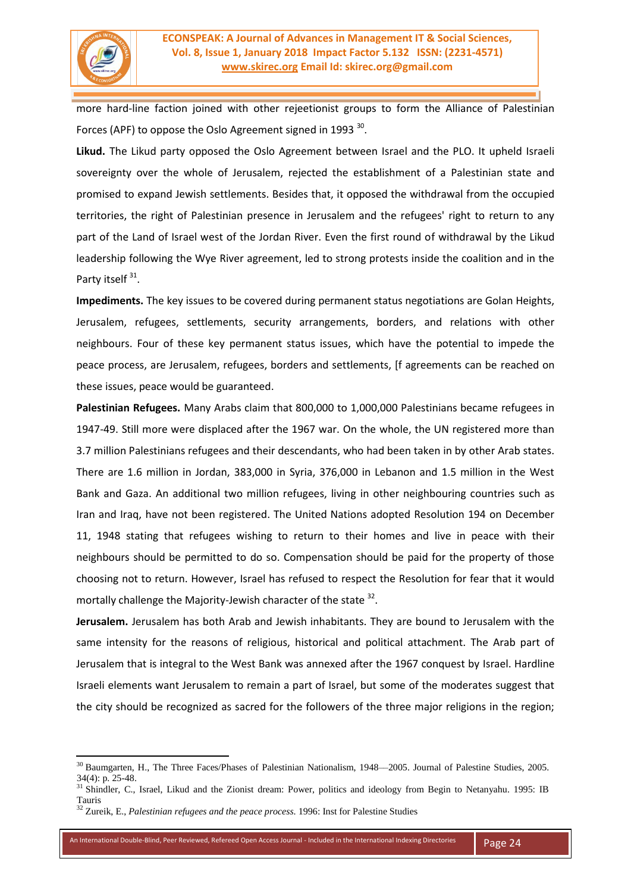more hard-line faction joined with other rejeetionist groups to form the Alliance of Palestinian Forces (APF) to oppose the Oslo Agreement signed in 1993 [30].

**Likud.** The Likud party opposed the Oslo Agreement between Israel and the PLO. It upheld Israeli sovereignty over the whole of Jerusalem, rejected the establishment of a Palestinian state and promised to expand Jewish settlements. Besides that, it opposed the withdrawal from the occupied territories, the right of Palestinian presence in Jerusalem and the refugees' right to return to any part of the Land of Israel west of the Jordan River. Even the first round of withdrawal by the Likud leadership following the Wye River agreement, led to strong protests inside the coalition and in the Party itself [31].

**Impediments.** The key issues to be covered during permanent status negotiations are Golan Heights, Jerusalem, refugees, settlements, security arrangements, borders, and relations with other neighbours. Four of these key permanent status issues, which have the potential to impede the peace process, are Jerusalem, refugees, borders and settlements, [f agreements can be reached on these issues, peace would be guaranteed.

**Palestinian Refugees.** Many Arabs claim that 800,000 to 1,000,000 Palestinians became refugees in 1947-49. Still more were displaced after the 1967 war. On the whole, the UN registered more than 3.7 million Palestinians refugees and their descendants, who had been taken in by other Arab states. There are 1.6 million in Jordan, 383,000 in Syria, 376,000 in Lebanon and 1.5 million in the West Bank and Gaza. An additional two million refugees, living in other neighbouring countries such as Iran and Iraq, have not been registered. The United Nations adopted Resolution 194 on December 11, 1948 stating that refugees wishing to return to their homes and live in peace with their neighbours should be permitted to do so. Compensation should be paid for the property of those choosing not to return. However, Israel has refused to respect the Resolution for fear that it would mortally challenge the Majority-Jewish character of the state [32].

**Jerusalem.** Jerusalem has both Arab and Jewish inhabitants. They are bound to Jerusalem with the same intensity for the reasons of religious, historical and political attachment. The Arab part of Jerusalem that is integral to the West Bank was annexed after the 1967 conquest by Israel. Hardline Israeli elements want Jerusalem to remain a part of Israel, but some of the moderates suggest that the city should be recognized as sacred for the followers of the three major religions in the region;

---

[30] Baumgarten, H., The Three Faces/Phases of Palestinian Nationalism, 1948—2005. Journal of Palestine Studies, 2005. 34(4): p. 25-48.

[31] Shindler, C., Israel, Likud and the Zionist dream: Power, politics and ideology from Begin to Netanyahu. 1995: IB Tauris

[32] Zureik, E., *Palestinian refugees and the peace process.* 1996: Inst for Palestine Studies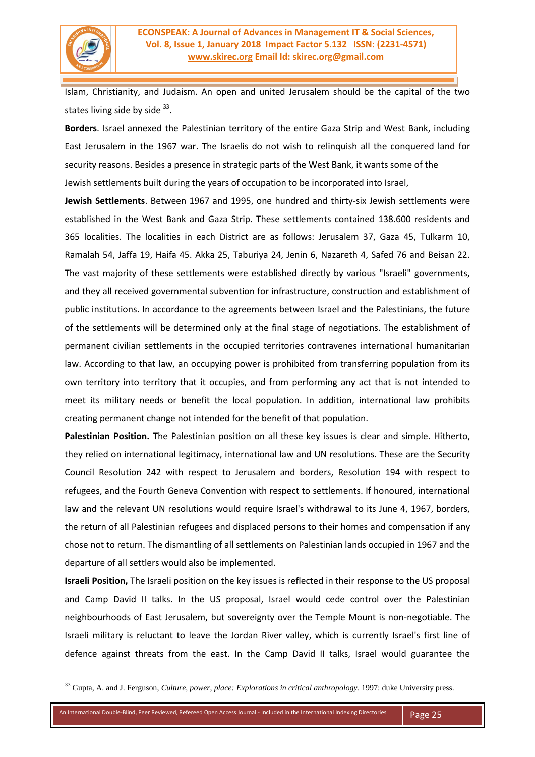Islam, Christianity, and Judaism. An open and united Jerusalem should be the capital of the two states living side by side [33].

**Borders**. Israel annexed the Palestinian territory of the entire Gaza Strip and West Bank, including East Jerusalem in the 1967 war. The Israelis do not wish to relinquish all the conquered land for security reasons. Besides a presence in strategic parts of the West Bank, it wants some of the Jewish settlements built during the years of occupation to be incorporated into Israel,

**Jewish Settlements**. Between 1967 and 1995, one hundred and thirty-six Jewish settlements were established in the West Bank and Gaza Strip. These settlements contained 138.600 residents and 365 localities. The localities in each District are as follows: Jerusalem 37, Gaza 45, Tulkarm 10, Ramalah 54, Jaffa 19, Haifa 45. Akka 25, Taburiya 24, Jenin 6, Nazareth 4, Safed 76 and Beisan 22. The vast majority of these settlements were established directly by various "Israeli" governments, and they all received governmental subvention for infrastructure, construction and establishment of public institutions. In accordance to the agreements between Israel and the Palestinians, the future of the settlements will be determined only at the final stage of negotiations. The establishment of permanent civilian settlements in the occupied territories contravenes international humanitarian law. According to that law, an occupying power is prohibited from transferring population from its own territory into territory that it occupies, and from performing any act that is not intended to meet its military needs or benefit the local population. In addition, international law prohibits creating permanent change not intended for the benefit of that population.

**Palestinian Position.** The Palestinian position on all these key issues is clear and simple. Hitherto, they relied on international legitimacy, international law and UN resolutions. These are the Security Council Resolution 242 with respect to Jerusalem and borders, Resolution 194 with respect to refugees, and the Fourth Geneva Convention with respect to settlements. If honoured, international law and the relevant UN resolutions would require Israel's withdrawal to its June 4, 1967, borders, the return of all Palestinian refugees and displaced persons to their homes and compensation if any chose not to return. The dismantling of all settlements on Palestinian lands occupied in 1967 and the departure of all settlers would also be implemented.

**Israeli Position,** The Israeli position on the key issues is reflected in their response to the US proposal and Camp David II talks. In the US proposal, Israel would cede control over the Palestinian neighbourhoods of East Jerusalem, but sovereignty over the Temple Mount is non-negotiable. The Israeli military is reluctant to leave the Jordan River valley, which is currently Israel's first line of defence against threats from the east. In the Camp David II talks, Israel would guarantee the

---

[33] Gupta, A. and J. Ferguson, *Culture, power, place: Explorations in critical anthropology*. 1997: duke University press.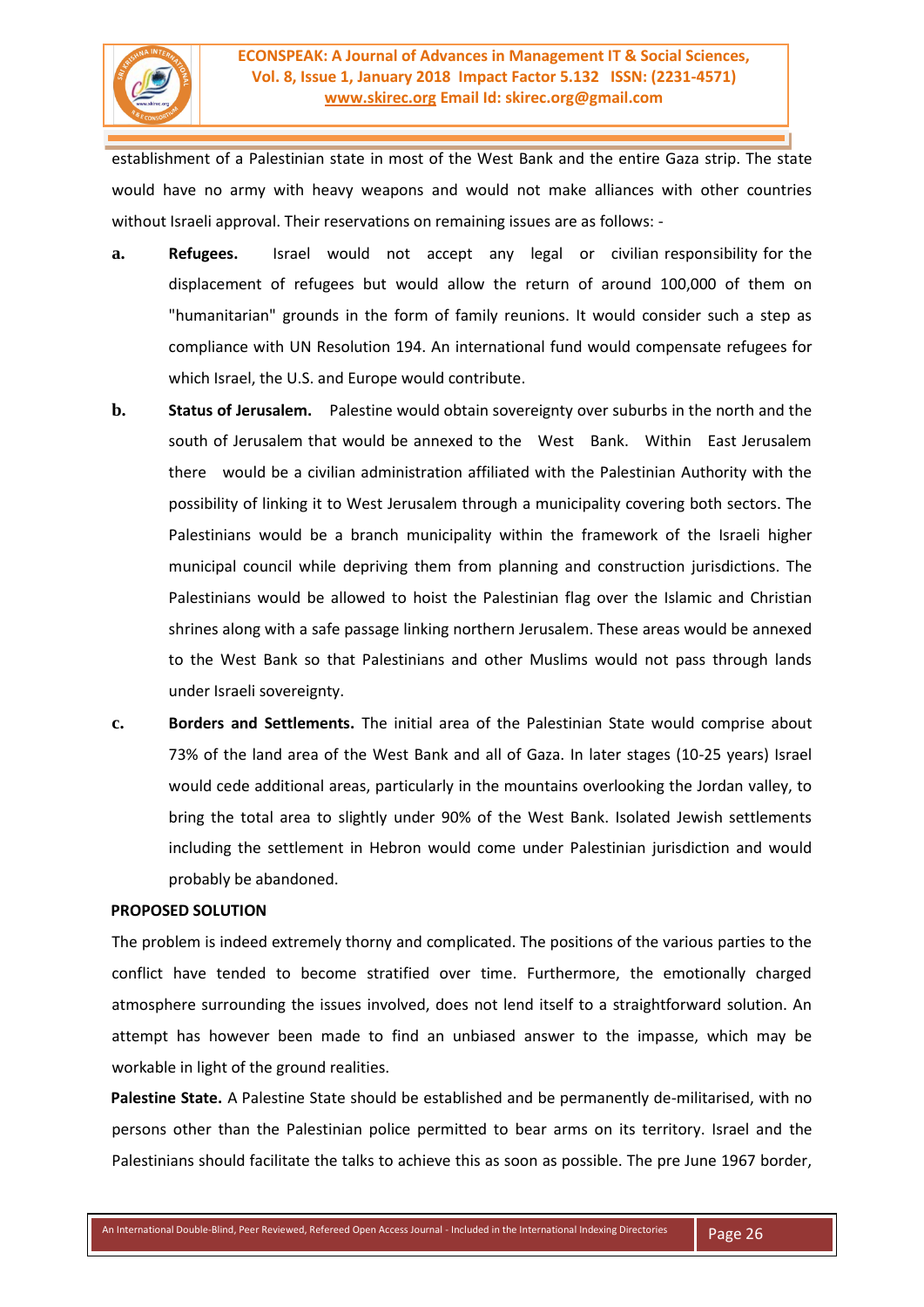establishment of a Palestinian state in most of the West Bank and the entire Gaza strip. The state would have no army with heavy weapons and would not make alliances with other countries without Israeli approval. Their reservations on remaining issues are as follows: -

a. **Refugees.** Israel would not accept any legal or civilian responsibility for the displacement of refugees but would allow the return of around 100,000 of them on "humanitarian" grounds in the form of family reunions. It would consider such a step as compliance with UN Resolution 194. An international fund would compensate refugees for which Israel, the U.S. and Europe would contribute.

b. **Status of Jerusalem.** Palestine would obtain sovereignty over suburbs in the north and the south of Jerusalem that would be annexed to the West Bank. Within East Jerusalem there would be a civilian administration affiliated with the Palestinian Authority with the possibility of linking it to West Jerusalem through a municipality covering both sectors. The Palestinians would be a branch municipality within the framework of the Israeli higher municipal council while depriving them from planning and construction jurisdictions. The Palestinians would be allowed to hoist the Palestinian flag over the Islamic and Christian shrines along with a safe passage linking northern Jerusalem. These areas would be annexed to the West Bank so that Palestinians and other Muslims would not pass through lands under Israeli sovereignty.

c. **Borders and Settlements.** The initial area of the Palestinian State would comprise about 73% of the land area of the West Bank and all of Gaza. In later stages (10-25 years) Israel would cede additional areas, particularly in the mountains overlooking the Jordan valley, to bring the total area to slightly under 90% of the West Bank. Isolated Jewish settlements including the settlement in Hebron would come under Palestinian jurisdiction and would probably be abandoned.

**PROPOSED SOLUTION**

The problem is indeed extremely thorny and complicated. The positions of the various parties to the conflict have tended to become stratified over time. Furthermore, the emotionally charged atmosphere surrounding the issues involved, does not lend itself to a straightforward solution. An attempt has however been made to find an unbiased answer to the impasse, which may be workable in light of the ground realities.

**Palestine State.** A Palestine State should be established and be permanently de-militarised, with no persons other than the Palestinian police permitted to bear arms on its territory. Israel and the Palestinians should facilitate the talks to achieve this as soon as possible. The pre June 1967 border,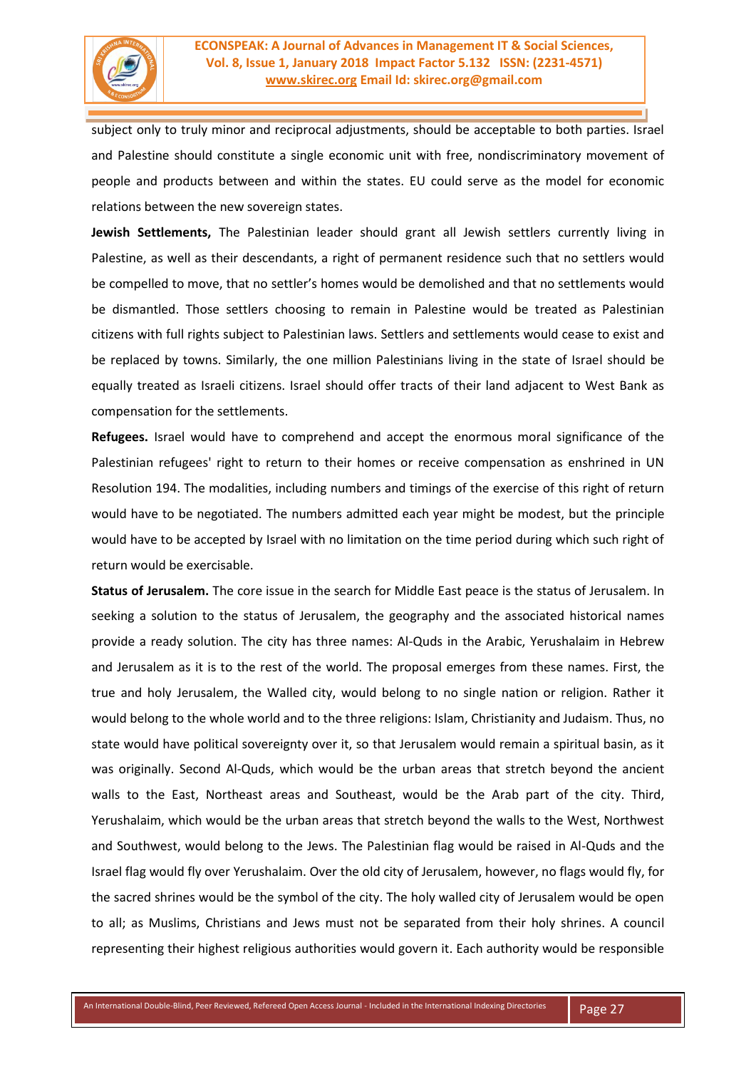subject only to truly minor and reciprocal adjustments, should be acceptable to both parties. Israel and Palestine should constitute a single economic unit with free, nondiscriminatory movement of people and products between and within the states. EU could serve as the model for economic relations between the new sovereign states.

**Jewish Settlements,** The Palestinian leader should grant all Jewish settlers currently living in Palestine, as well as their descendants, a right of permanent residence such that no settlers would be compelled to move, that no settler's homes would be demolished and that no settlements would be dismantled. Those settlers choosing to remain in Palestine would be treated as Palestinian citizens with full rights subject to Palestinian laws. Settlers and settlements would cease to exist and be replaced by towns. Similarly, the one million Palestinians living in the state of Israel should be equally treated as Israeli citizens. Israel should offer tracts of their land adjacent to West Bank as compensation for the settlements.

**Refugees.** Israel would have to comprehend and accept the enormous moral significance of the Palestinian refugees' right to return to their homes or receive compensation as enshrined in UN Resolution 194. The modalities, including numbers and timings of the exercise of this right of return would have to be negotiated. The numbers admitted each year might be modest, but the principle would have to be accepted by Israel with no limitation on the time period during which such right of return would be exercisable.

**Status of Jerusalem.** The core issue in the search for Middle East peace is the status of Jerusalem. In seeking a solution to the status of Jerusalem, the geography and the associated historical names provide a ready solution. The city has three names: Al-Quds in the Arabic, Yerushalaim in Hebrew and Jerusalem as it is to the rest of the world. The proposal emerges from these names. First, the true and holy Jerusalem, the Walled city, would belong to no single nation or religion. Rather it would belong to the whole world and to the three religions: Islam, Christianity and Judaism. Thus, no state would have political sovereignty over it, so that Jerusalem would remain a spiritual basin, as it was originally. Second Al-Quds, which would be the urban areas that stretch beyond the ancient walls to the East, Northeast areas and Southeast, would be the Arab part of the city. Third, Yerushalaim, which would be the urban areas that stretch beyond the walls to the West, Northwest and Southwest, would belong to the Jews. The Palestinian flag would be raised in Al-Quds and the Israel flag would fly over Yerushalaim. Over the old city of Jerusalem, however, no flags would fly, for the sacred shrines would be the symbol of the city. The holy walled city of Jerusalem would be open to all; as Muslims, Christians and Jews must not be separated from their holy shrines. A council representing their highest religious authorities would govern it. Each authority would be responsible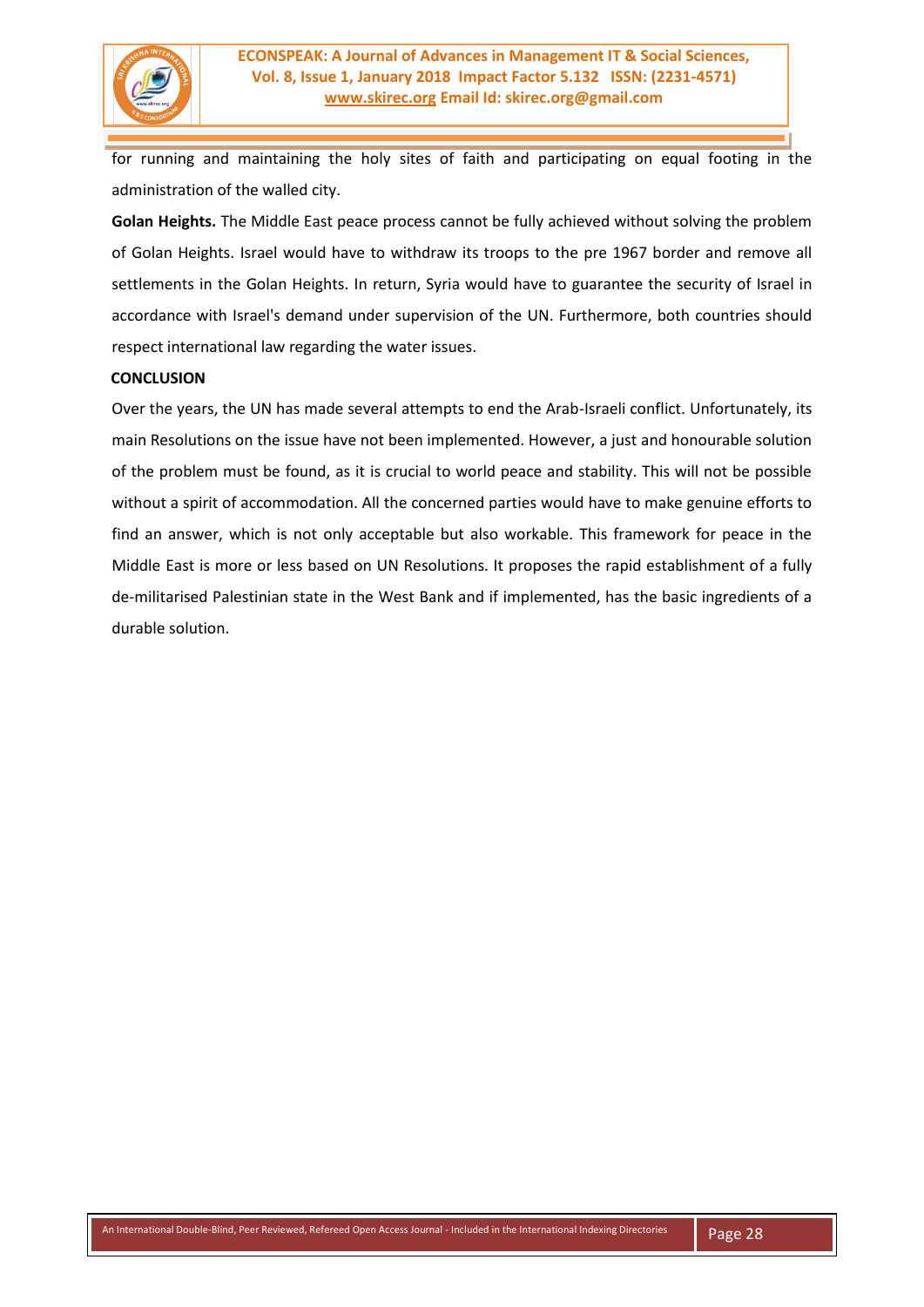for running and maintaining the holy sites of faith and participating on equal footing in the administration of the walled city.

**Golan Heights.** The Middle East peace process cannot be fully achieved without solving the problem of Golan Heights. Israel would have to withdraw its troops to the pre 1967 border and remove all settlements in the Golan Heights. In return, Syria would have to guarantee the security of Israel in accordance with Israel's demand under supervision of the UN. Furthermore, both countries should respect international law regarding the water issues.

## CONCLUSION

Over the years, the UN has made several attempts to end the Arab-Israeli conflict. Unfortunately, its main Resolutions on the issue have not been implemented. However, a just and honourable solution of the problem must be found, as it is crucial to world peace and stability. This will not be possible without a spirit of accommodation. All the concerned parties would have to make genuine efforts to find an answer, which is not only acceptable but also workable. This framework for peace in the Middle East is more or less based on UN Resolutions. It proposes the rapid establishment of a fully de-militarised Palestinian state in the West Bank and if implemented, has the basic ingredients of a durable solution.